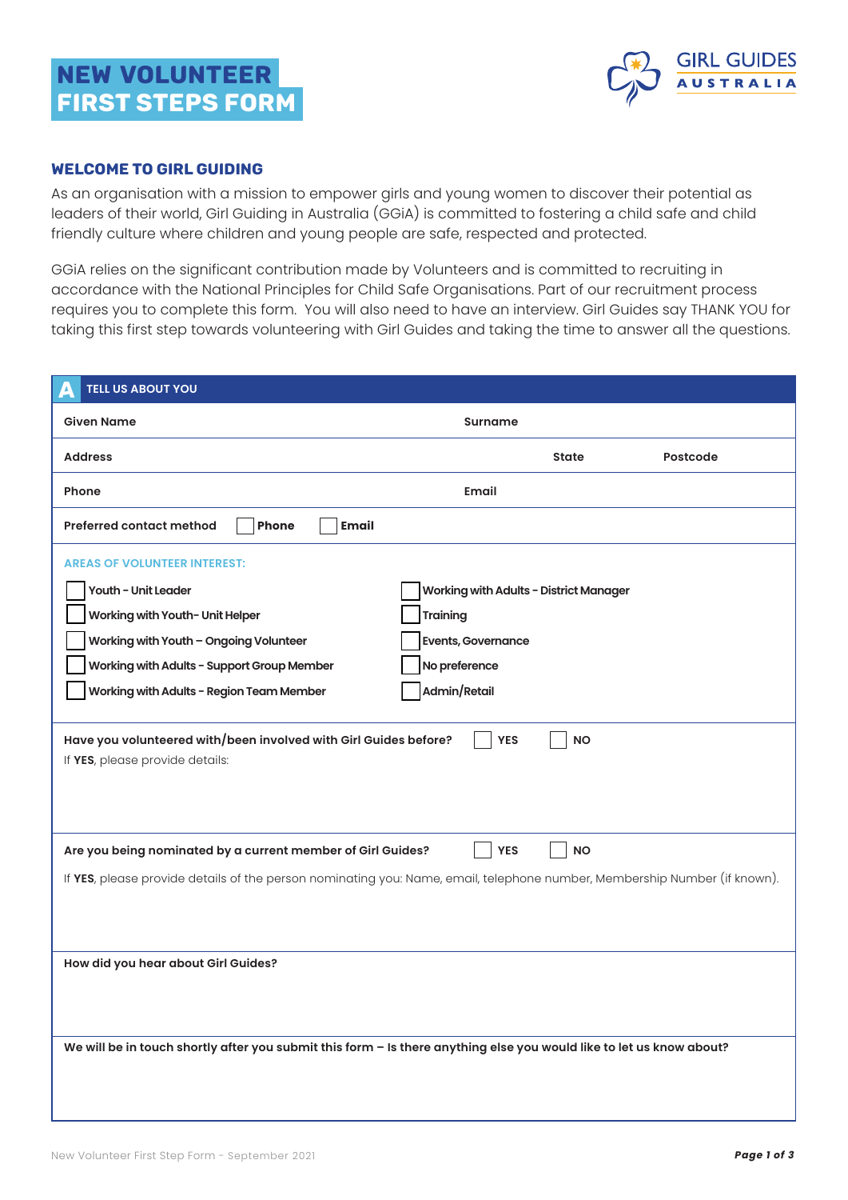# NEW VOLUNTEER FIRST STEPS FORM

GIRL GUIDES AUSTRALIA

## WELCOME TO GIRL GUIDING

As an organisation with a mission to empower girls and young women to discover their potential as leaders of their world, Girl Guiding in Australia (GGiA) is committed to fostering a child safe and child friendly culture where children and young people are safe, respected and protected.

GGiA relies on the significant contribution made by Volunteers and is committed to recruiting in accordance with the National Principles for Child Safe Organisations. Part of our recruitment process requires you to complete this form. You will also need to have an interview. Girl Guides say THANK YOU for taking this first step towards volunteering with Girl Guides and taking the time to answer all the questions.

## A TELL US ABOUT YOU

| Given Name | | Surname | |
|---|---|---|---|
| Address | | State | Postcode |
| Phone | | Email | |

**Preferred contact method** ☐ **Phone** ☐ **Email**

**AREAS OF VOLUNTEER INTEREST:**

- ☐ Youth - Unit Leader
- ☐ Working with Youth- Unit Helper
- ☐ Working with Youth – Ongoing Volunteer
- ☐ Working with Adults - Support Group Member
- ☐ Working with Adults - Region Team Member
- ☐ Working with Adults - District Manager
- ☐ Training
- ☐ Events, Governance
- ☐ No preference
- ☐ Admin/Retail

**Have you volunteered with/been involved with Girl Guides before?** ☐ **YES** ☐ **NO**

If **YES**, please provide details:

**Are you being nominated by a current member of Girl Guides?** ☐ **YES** ☐ **NO**

If **YES**, please provide details of the person nominating you: Name, email, telephone number, Membership Number (if known).

**How did you hear about Girl Guides?**

**We will be in touch shortly after you submit this form – Is there anything else you would like to let us know about?**

New Volunteer First Step Form - September 2021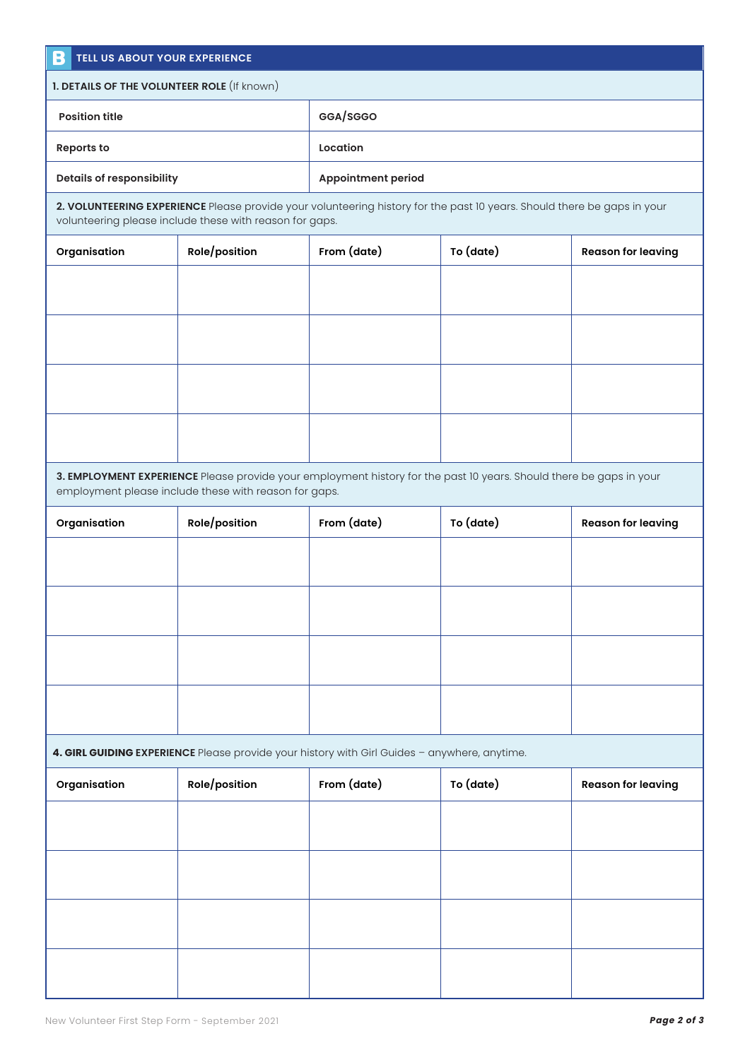## B TELL US ABOUT YOUR EXPERIENCE

**1. DETAILS OF THE VOLUNTEER ROLE** (If known)

| | |
|---|---|
| **Position title** | **GGA/SGGO** |
| **Reports to** | **Location** |
| **Details of responsibility** | **Appointment period** |

**2. VOLUNTEERING EXPERIENCE** Please provide your volunteering history for the past 10 years. Should there be gaps in your volunteering please include these with reason for gaps.

| Organisation | Role/position | From (date) | To (date) | Reason for leaving |
|---|---|---|---|---|
| | | | | |
| | | | | |
| | | | | |
| | | | | |

**3. EMPLOYMENT EXPERIENCE** Please provide your employment history for the past 10 years. Should there be gaps in your employment please include these with reason for gaps.

| Organisation | Role/position | From (date) | To (date) | Reason for leaving |
|---|---|---|---|---|
| | | | | |
| | | | | |
| | | | | |
| | | | | |

**4. GIRL GUIDING EXPERIENCE** Please provide your history with Girl Guides – anywhere, anytime.

| Organisation | Role/position | From (date) | To (date) | Reason for leaving |
|---|---|---|---|---|
| | | | | |
| | | | | |
| | | | | |
| | | | | |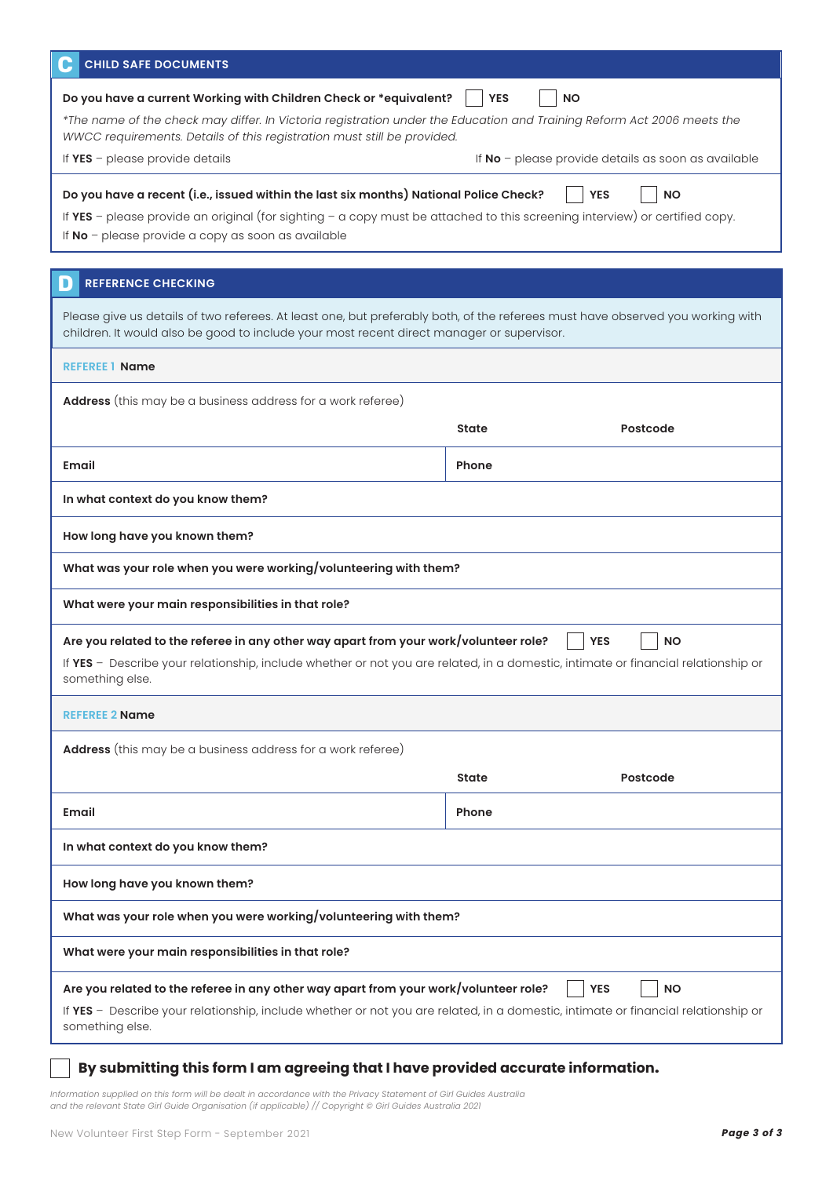## C CHILD SAFE DOCUMENTS

**Do you have a current Working with Children Check or *equivalent?** ☐ **YES** ☐ **NO**

*\*The name of the check may differ. In Victoria registration under the Education and Training Reform Act 2006 meets the WWCC requirements. Details of this registration must still be provided.*

If **YES** – please provide details

If **No** – please provide details as soon as available

**Do you have a recent (i.e., issued within the last six months) National Police Check?** ☐ **YES** ☐ **NO**

If **YES** – please provide an original (for sighting – a copy must be attached to this screening interview) or certified copy.

If **No** – please provide a copy as soon as available

## D REFERENCE CHECKING

Please give us details of two referees. At least one, but preferably both, of the referees must have observed you working with children. It would also be good to include your most recent direct manager or supervisor.

**REFEREE 1 Name**

**Address** (this may be a business address for a work referee)

**State** **Postcode**

**Email** **Phone**

**In what context do you know them?**

**How long have you known them?**

**What was your role when you were working/volunteering with them?**

**What were your main responsibilities in that role?**

**Are you related to the referee in any other way apart from your work/volunteer role?** ☐ **YES** ☐ **NO**

If **YES** – Describe your relationship, include whether or not you are related, in a domestic, intimate or financial relationship or something else.

**REFEREE 2 Name**

**Address** (this may be a business address for a work referee)

**State** **Postcode**

**Email** **Phone**

**In what context do you know them?**

**How long have you known them?**

**What was your role when you were working/volunteering with them?**

**What were your main responsibilities in that role?**

**Are you related to the referee in any other way apart from your work/volunteer role?** ☐ **YES** ☐ **NO**

If **YES** – Describe your relationship, include whether or not you are related, in a domestic, intimate or financial relationship or something else.

☐ **By submitting this form I am agreeing that I have provided accurate information.**

*Information supplied on this form will be dealt in accordance with the Privacy Statement of Girl Guides Australia and the relevant State Girl Guide Organisation (if applicable) // Copyright © Girl Guides Australia 2021*